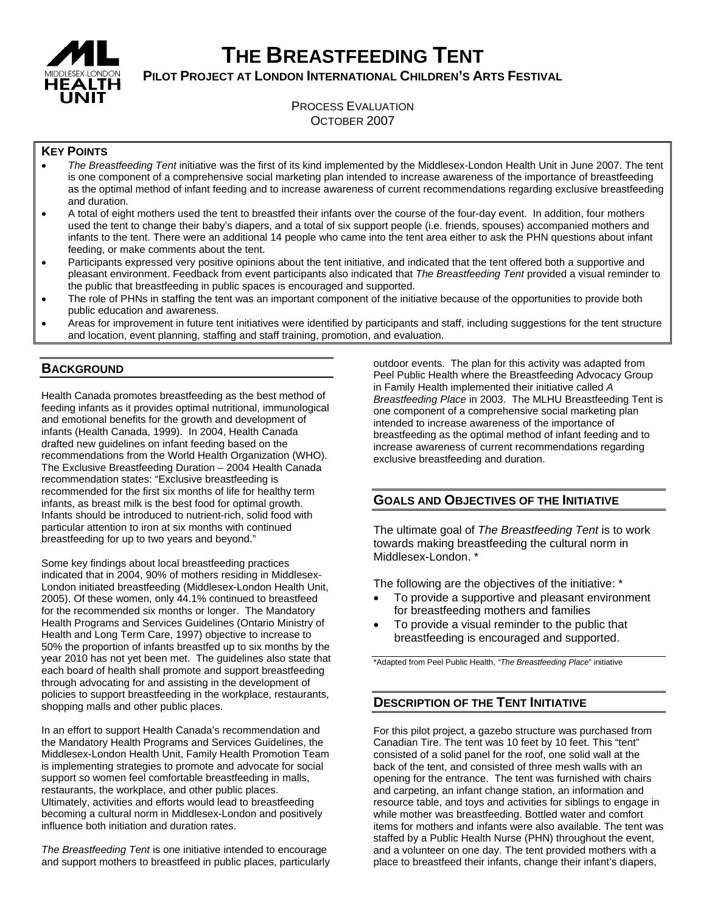# THE BREASTFEEDING TENT

**PILOT PROJECT AT LONDON INTERNATIONAL CHILDREN'S ARTS FESTIVAL**

PROCESS EVALUATION
OCTOBER 2007

### KEY POINTS

- *The Breastfeeding Tent* initiative was the first of its kind implemented by the Middlesex-London Health Unit in June 2007. The tent is one component of a comprehensive social marketing plan intended to increase awareness of the importance of breastfeeding as the optimal method of infant feeding and to increase awareness of current recommendations regarding exclusive breastfeeding and duration.
- A total of eight mothers used the tent to breastfed their infants over the course of the four-day event. In addition, four mothers used the tent to change their baby's diapers, and a total of six support people (i.e. friends, spouses) accompanied mothers and infants to the tent. There were an additional 14 people who came into the tent area either to ask the PHN questions about infant feeding, or make comments about the tent.
- Participants expressed very positive opinions about the tent initiative, and indicated that the tent offered both a supportive and pleasant environment. Feedback from event participants also indicated that *The Breastfeeding Tent* provided a visual reminder to the public that breastfeeding in public spaces is encouraged and supported.
- The role of PHNs in staffing the tent was an important component of the initiative because of the opportunities to provide both public education and awareness.
- Areas for improvement in future tent initiatives were identified by participants and staff, including suggestions for the tent structure and location, event planning, staffing and staff training, promotion, and evaluation.

## BACKGROUND

Health Canada promotes breastfeeding as the best method of feeding infants as it provides optimal nutritional, immunological and emotional benefits for the growth and development of infants (Health Canada, 1999). In 2004, Health Canada drafted new guidelines on infant feeding based on the recommendations from the World Health Organization (WHO). The Exclusive Breastfeeding Duration – 2004 Health Canada recommendation states: "Exclusive breastfeeding is recommended for the first six months of life for healthy term infants, as breast milk is the best food for optimal growth. Infants should be introduced to nutrient-rich, solid food with particular attention to iron at six months with continued breastfeeding for up to two years and beyond."

Some key findings about local breastfeeding practices indicated that in 2004, 90% of mothers residing in Middlesex-London initiated breastfeeding (Middlesex-London Health Unit, 2005). Of these women, only 44.1% continued to breastfeed for the recommended six months or longer. The Mandatory Health Programs and Services Guidelines (Ontario Ministry of Health and Long Term Care, 1997) objective to increase to 50% the proportion of infants breastfed up to six months by the year 2010 has not yet been met. The guidelines also state that each board of health shall promote and support breastfeeding through advocating for and assisting in the development of policies to support breastfeeding in the workplace, restaurants, shopping malls and other public places.

In an effort to support Health Canada's recommendation and the Mandatory Health Programs and Services Guidelines, the Middlesex-London Health Unit, Family Health Promotion Team is implementing strategies to promote and advocate for social support so women feel comfortable breastfeeding in malls, restaurants, the workplace, and other public places. Ultimately, activities and efforts would lead to breastfeeding becoming a cultural norm in Middlesex-London and positively influence both initiation and duration rates.

*The Breastfeeding Tent* is one initiative intended to encourage and support mothers to breastfeed in public places, particularly outdoor events. The plan for this activity was adapted from Peel Public Health where the Breastfeeding Advocacy Group in Family Health implemented their initiative called *A Breastfeeding Place* in 2003. The MLHU Breastfeeding Tent is one component of a comprehensive social marketing plan intended to increase awareness of the importance of breastfeeding as the optimal method of infant feeding and to increase awareness of current recommendations regarding exclusive breastfeeding and duration.

## GOALS AND OBJECTIVES OF THE INITIATIVE

The ultimate goal of *The Breastfeeding Tent* is to work towards making breastfeeding the cultural norm in Middlesex-London. *

The following are the objectives of the initiative: *

- To provide a supportive and pleasant environment for breastfeeding mothers and families
- To provide a visual reminder to the public that breastfeeding is encouraged and supported.

*Adapted from Peel Public Health, *"The Breastfeeding Place"* initiative

## DESCRIPTION OF THE TENT INITIATIVE

For this pilot project, a gazebo structure was purchased from Canadian Tire. The tent was 10 feet by 10 feet. This "tent" consisted of a solid panel for the roof, one solid wall at the back of the tent, and consisted of three mesh walls with an opening for the entrance. The tent was furnished with chairs and carpeting, an infant change station, an information and resource table, and toys and activities for siblings to engage in while mother was breastfeeding. Bottled water and comfort items for mothers and infants were also available. The tent was staffed by a Public Health Nurse (PHN) throughout the event, and a volunteer on one day. The tent provided mothers with a place to breastfeed their infants, change their infant's diapers,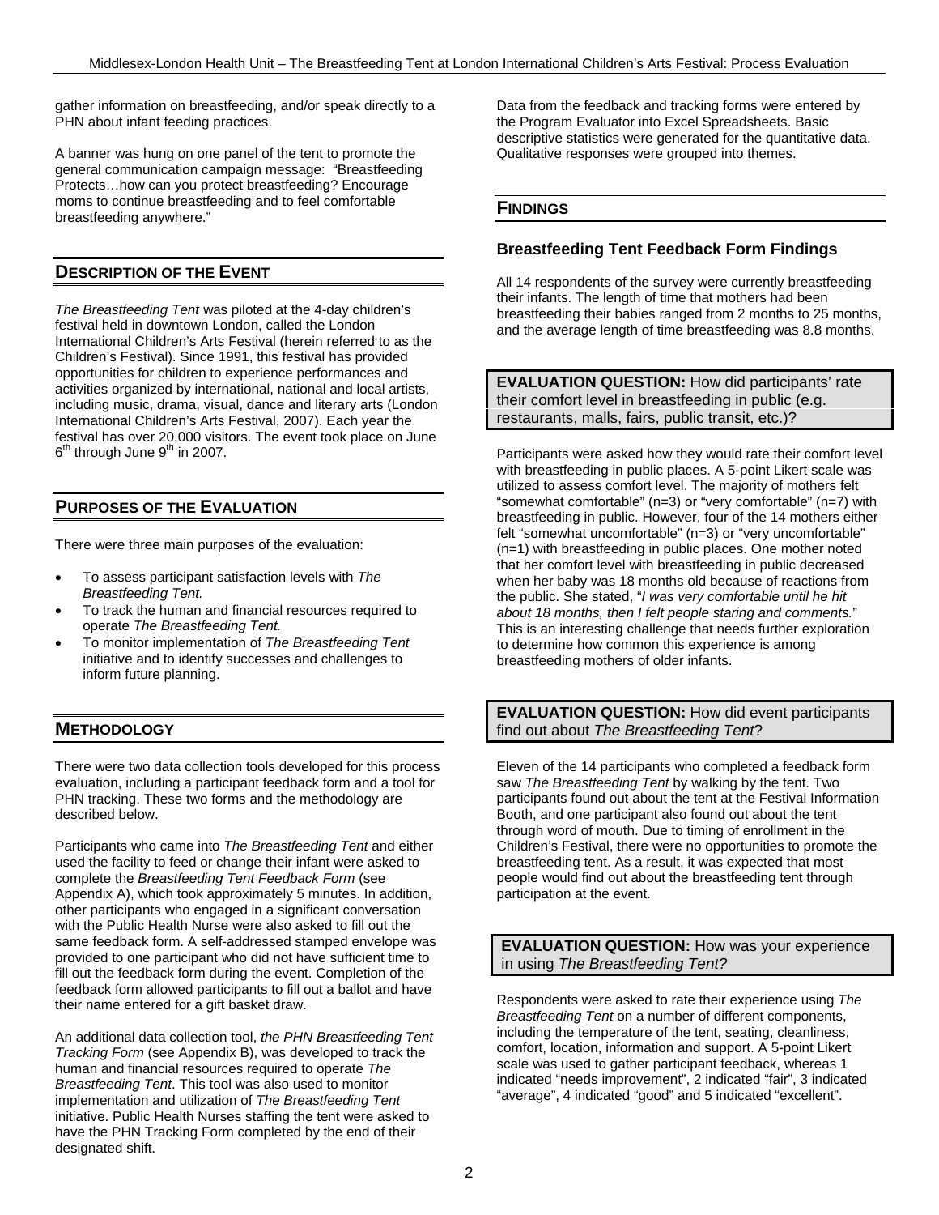gather information on breastfeeding, and/or speak directly to a PHN about infant feeding practices.

A banner was hung on one panel of the tent to promote the general communication campaign message: "Breastfeeding Protects…how can you protect breastfeeding? Encourage moms to continue breastfeeding and to feel comfortable breastfeeding anywhere."

## DESCRIPTION OF THE EVENT

*The Breastfeeding Tent* was piloted at the 4-day children's festival held in downtown London, called the London International Children's Arts Festival (herein referred to as the Children's Festival). Since 1991, this festival has provided opportunities for children to experience performances and activities organized by international, national and local artists, including music, drama, visual, dance and literary arts (London International Children's Arts Festival, 2007). Each year the festival has over 20,000 visitors. The event took place on June 6th through June 9th in 2007.

## PURPOSES OF THE EVALUATION

There were three main purposes of the evaluation:

- To assess participant satisfaction levels with *The Breastfeeding Tent.*
- To track the human and financial resources required to operate *The Breastfeeding Tent.*
- To monitor implementation of *The Breastfeeding Tent* initiative and to identify successes and challenges to inform future planning.

## METHODOLOGY

There were two data collection tools developed for this process evaluation, including a participant feedback form and a tool for PHN tracking. These two forms and the methodology are described below.

Participants who came into *The Breastfeeding Tent* and either used the facility to feed or change their infant were asked to complete the *Breastfeeding Tent Feedback Form* (see Appendix A), which took approximately 5 minutes. In addition, other participants who engaged in a significant conversation with the Public Health Nurse were also asked to fill out the same feedback form. A self-addressed stamped envelope was provided to one participant who did not have sufficient time to fill out the feedback form during the event. Completion of the feedback form allowed participants to fill out a ballot and have their name entered for a gift basket draw.

An additional data collection tool, *the PHN Breastfeeding Tent Tracking Form* (see Appendix B), was developed to track the human and financial resources required to operate *The Breastfeeding Tent*. This tool was also used to monitor implementation and utilization of *The Breastfeeding Tent* initiative. Public Health Nurses staffing the tent were asked to have the PHN Tracking Form completed by the end of their designated shift.

Data from the feedback and tracking forms were entered by the Program Evaluator into Excel Spreadsheets. Basic descriptive statistics were generated for the quantitative data. Qualitative responses were grouped into themes.

## FINDINGS

### Breastfeeding Tent Feedback Form Findings

All 14 respondents of the survey were currently breastfeeding their infants. The length of time that mothers had been breastfeeding their babies ranged from 2 months to 25 months, and the average length of time breastfeeding was 8.8 months.

**EVALUATION QUESTION:** How did participants' rate their comfort level in breastfeeding in public (e.g. restaurants, malls, fairs, public transit, etc.)?

Participants were asked how they would rate their comfort level with breastfeeding in public places. A 5-point Likert scale was utilized to assess comfort level. The majority of mothers felt "somewhat comfortable" (n=3) or "very comfortable" (n=7) with breastfeeding in public. However, four of the 14 mothers either felt "somewhat uncomfortable" (n=3) or "very uncomfortable" (n=1) with breastfeeding in public places. One mother noted that her comfort level with breastfeeding in public decreased when her baby was 18 months old because of reactions from the public. She stated, "*I was very comfortable until he hit about 18 months, then I felt people staring and comments.*" This is an interesting challenge that needs further exploration to determine how common this experience is among breastfeeding mothers of older infants.

**EVALUATION QUESTION:** How did event participants find out about *The Breastfeeding Tent*?

Eleven of the 14 participants who completed a feedback form saw *The Breastfeeding Tent* by walking by the tent. Two participants found out about the tent at the Festival Information Booth, and one participant also found out about the tent through word of mouth. Due to timing of enrollment in the Children's Festival, there were no opportunities to promote the breastfeeding tent. As a result, it was expected that most people would find out about the breastfeeding tent through participation at the event.

**EVALUATION QUESTION:** How was your experience in using *The Breastfeeding Tent?*

Respondents were asked to rate their experience using *The Breastfeeding Tent* on a number of different components, including the temperature of the tent, seating, cleanliness, comfort, location, information and support. A 5-point Likert scale was used to gather participant feedback, whereas 1 indicated "needs improvement", 2 indicated "fair", 3 indicated "average", 4 indicated "good" and 5 indicated "excellent".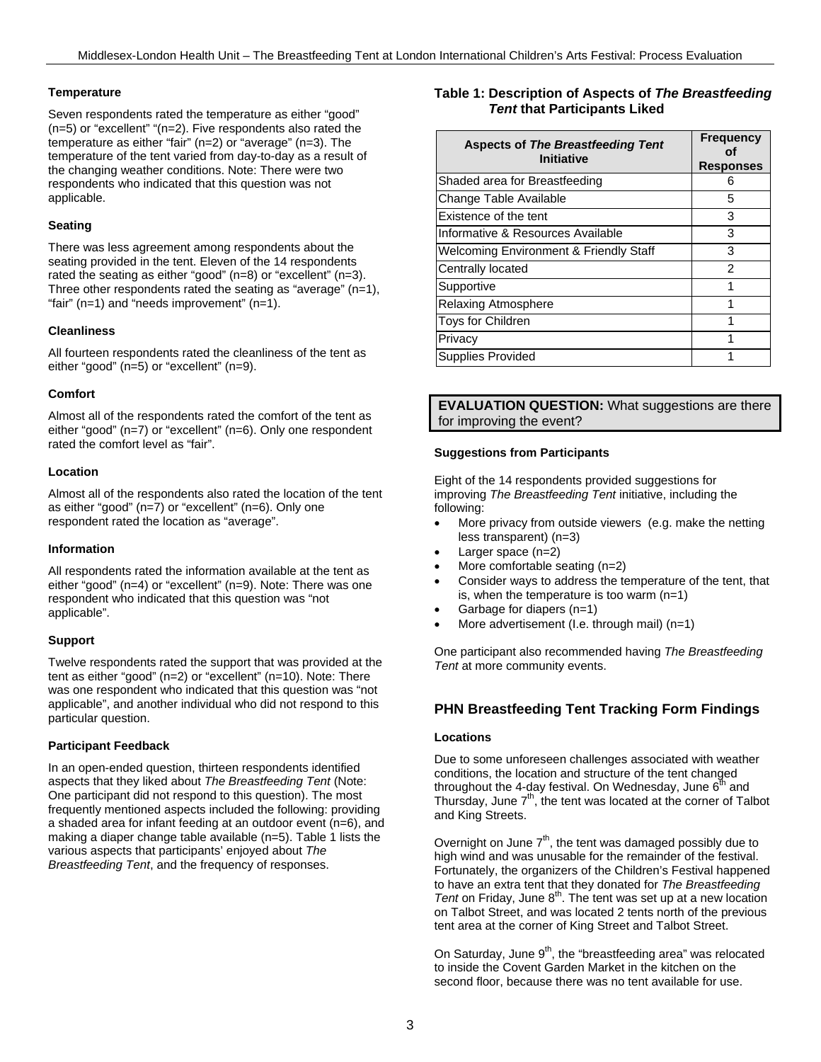#### Temperature

Seven respondents rated the temperature as either "good" (n=5) or "excellent" "(n=2). Five respondents also rated the temperature as either "fair" (n=2) or "average" (n=3). The temperature of the tent varied from day-to-day as a result of the changing weather conditions. Note: There were two respondents who indicated that this question was not applicable.

#### Seating

There was less agreement among respondents about the seating provided in the tent. Eleven of the 14 respondents rated the seating as either "good" (n=8) or "excellent" (n=3). Three other respondents rated the seating as "average" (n=1), "fair" (n=1) and "needs improvement" (n=1).

#### Cleanliness

All fourteen respondents rated the cleanliness of the tent as either "good" (n=5) or "excellent" (n=9).

#### Comfort

Almost all of the respondents rated the comfort of the tent as either "good" (n=7) or "excellent" (n=6). Only one respondent rated the comfort level as "fair".

#### Location

Almost all of the respondents also rated the location of the tent as either "good" (n=7) or "excellent" (n=6). Only one respondent rated the location as "average".

#### Information

All respondents rated the information available at the tent as either "good" (n=4) or "excellent" (n=9). Note: There was one respondent who indicated that this question was "not applicable".

#### Support

Twelve respondents rated the support that was provided at the tent as either "good" (n=2) or "excellent" (n=10). Note: There was one respondent who indicated that this question was "not applicable", and another individual who did not respond to this particular question.

#### Participant Feedback

In an open-ended question, thirteen respondents identified aspects that they liked about *The Breastfeeding Tent* (Note: One participant did not respond to this question). The most frequently mentioned aspects included the following: providing a shaded area for infant feeding at an outdoor event (n=6), and making a diaper change table available (n=5). Table 1 lists the various aspects that participants' enjoyed about *The Breastfeeding Tent*, and the frequency of responses.

**Table 1: Description of Aspects of *The Breastfeeding Tent* that Participants Liked**

| Aspects of *The Breastfeeding Tent* Initiative | Frequency of Responses |
|---|---|
| Shaded area for Breastfeeding | 6 |
| Change Table Available | 5 |
| Existence of the tent | 3 |
| Informative & Resources Available | 3 |
| Welcoming Environment & Friendly Staff | 3 |
| Centrally located | 2 |
| Supportive | 1 |
| Relaxing Atmosphere | 1 |
| Toys for Children | 1 |
| Privacy | 1 |
| Supplies Provided | 1 |

**EVALUATION QUESTION:** What suggestions are there for improving the event?

#### Suggestions from Participants

Eight of the 14 respondents provided suggestions for improving *The Breastfeeding Tent* initiative, including the following:

- More privacy from outside viewers (e.g. make the netting less transparent) (n=3)
- Larger space (n=2)
- More comfortable seating (n=2)
- Consider ways to address the temperature of the tent, that is, when the temperature is too warm (n=1)
- Garbage for diapers (n=1)
- More advertisement (I.e. through mail) (n=1)

One participant also recommended having *The Breastfeeding Tent* at more community events.

### PHN Breastfeeding Tent Tracking Form Findings

#### Locations

Due to some unforeseen challenges associated with weather conditions, the location and structure of the tent changed throughout the 4-day festival. On Wednesday, June 6th and Thursday, June 7th, the tent was located at the corner of Talbot and King Streets.

Overnight on June 7th, the tent was damaged possibly due to high wind and was unusable for the remainder of the festival. Fortunately, the organizers of the Children's Festival happened to have an extra tent that they donated for *The Breastfeeding Tent* on Friday, June 8th. The tent was set up at a new location on Talbot Street, and was located 2 tents north of the previous tent area at the corner of King Street and Talbot Street.

On Saturday, June 9th, the "breastfeeding area" was relocated to inside the Covent Garden Market in the kitchen on the second floor, because there was no tent available for use.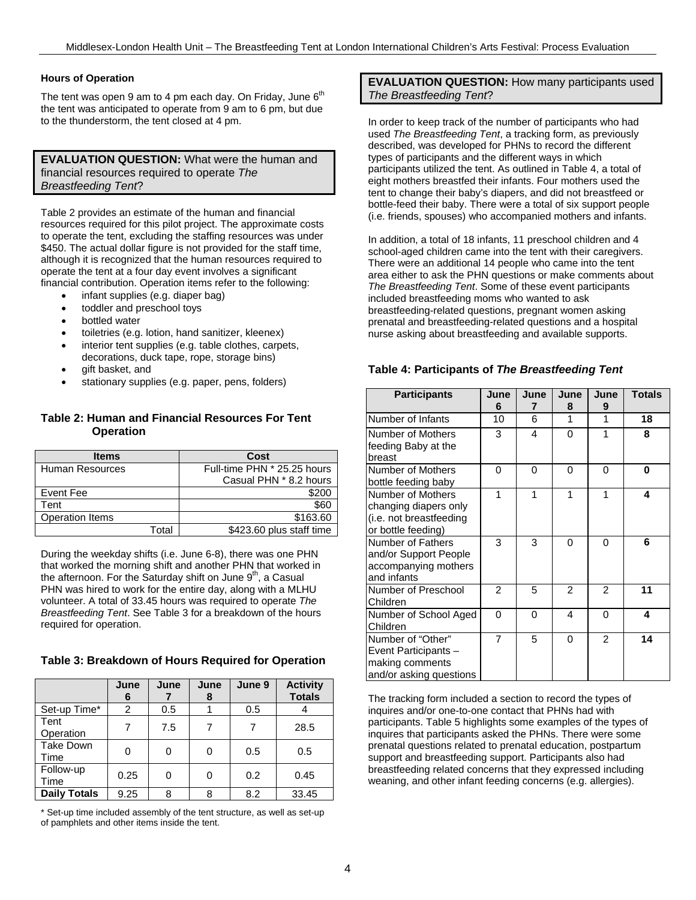### Hours of Operation

The tent was open 9 am to 4 pm each day. On Friday, June 6th the tent was anticipated to operate from 9 am to 6 pm, but due to the thunderstorm, the tent closed at 4 pm.

**EVALUATION QUESTION:** What were the human and financial resources required to operate *The Breastfeeding Tent*?

Table 2 provides an estimate of the human and financial resources required for this pilot project. The approximate costs to operate the tent, excluding the staffing resources was under $450. The actual dollar figure is not provided for the staff time, although it is recognized that the human resources required to operate the tent at a four day event involves a significant financial contribution. Operation items refer to the following:

- infant supplies (e.g. diaper bag)
- toddler and preschool toys
- bottled water
- toiletries (e.g. lotion, hand sanitizer, kleenex)
- interior tent supplies (e.g. table clothes, carpets, decorations, duck tape, rope, storage bins)
- gift basket, and
- stationary supplies (e.g. paper, pens, folders)

**Table 2: Human and Financial Resources For Tent Operation**

| Items | Cost |
|---|---|
| Human Resources | Full-time PHN * 25.25 hours<br>Casual PHN * 8.2 hours |
| Event Fee | $200 |
| Tent | $60 |
| Operation Items | $163.60 |
| Total | $423.60 plus staff time |

During the weekday shifts (i.e. June 6-8), there was one PHN that worked the morning shift and another PHN that worked in the afternoon. For the Saturday shift on June 9th, a Casual PHN was hired to work for the entire day, along with a MLHU volunteer. A total of 33.45 hours was required to operate *The Breastfeeding Tent*. See Table 3 for a breakdown of the hours required for operation.

**Table 3: Breakdown of Hours Required for Operation**

| | June 6 | June 7 | June 8 | June 9 | Activity Totals |
|---|---|---|---|---|---|
| Set-up Time* | 2 | 0.5 | 1 | 0.5 | 4 |
| Tent Operation | 7 | 7.5 | 7 | 7 | 28.5 |
| Take Down Time | 0 | 0 | 0 | 0.5 | 0.5 |
| Follow-up Time | 0.25 | 0 | 0 | 0.2 | 0.45 |
| **Daily Totals** | 9.25 | 8 | 8 | 8.2 | 33.45 |

\* Set-up time included assembly of the tent structure, as well as set-up of pamphlets and other items inside the tent.

**EVALUATION QUESTION:** How many participants used *The Breastfeeding Tent*?

In order to keep track of the number of participants who had used *The Breastfeeding Tent*, a tracking form, as previously described, was developed for PHNs to record the different types of participants and the different ways in which participants utilized the tent. As outlined in Table 4, a total of eight mothers breastfed their infants. Four mothers used the tent to change their baby's diapers, and did not breastfeed or bottle-feed their baby. There were a total of six support people (i.e. friends, spouses) who accompanied mothers and infants.

In addition, a total of 18 infants, 11 preschool children and 4 school-aged children came into the tent with their caregivers. There were an additional 14 people who came into the tent area either to ask the PHN questions or make comments about *The Breastfeeding Tent*. Some of these event participants included breastfeeding moms who wanted to ask breastfeeding-related questions, pregnant women asking prenatal and breastfeeding-related questions and a hospital nurse asking about breastfeeding and available supports.

**Table 4: Participants of *The Breastfeeding Tent***

| Participants | June 6 | June 7 | June 8 | June 9 | Totals |
|---|---|---|---|---|---|
| Number of Infants | 10 | 6 | 1 | 1 | **18** |
| Number of Mothers feeding Baby at the breast | 3 | 4 | 0 | 1 | **8** |
| Number of Mothers bottle feeding baby | 0 | 0 | 0 | 0 | **0** |
| Number of Mothers changing diapers only (i.e. not breastfeeding or bottle feeding) | 1 | 1 | 1 | 1 | **4** |
| Number of Fathers and/or Support People accompanying mothers and infants | 3 | 3 | 0 | 0 | **6** |
| Number of Preschool Children | 2 | 5 | 2 | 2 | **11** |
| Number of School Aged Children | 0 | 0 | 4 | 0 | **4** |
| Number of "Other" Event Participants – making comments and/or asking questions | 7 | 5 | 0 | 2 | **14** |

The tracking form included a section to record the types of inquires and/or one-to-one contact that PHNs had with participants. Table 5 highlights some examples of the types of inquires that participants asked the PHNs. There were some prenatal questions related to prenatal education, postpartum support and breastfeeding support. Participants also had breastfeeding related concerns that they expressed including weaning, and other infant feeding concerns (e.g. allergies).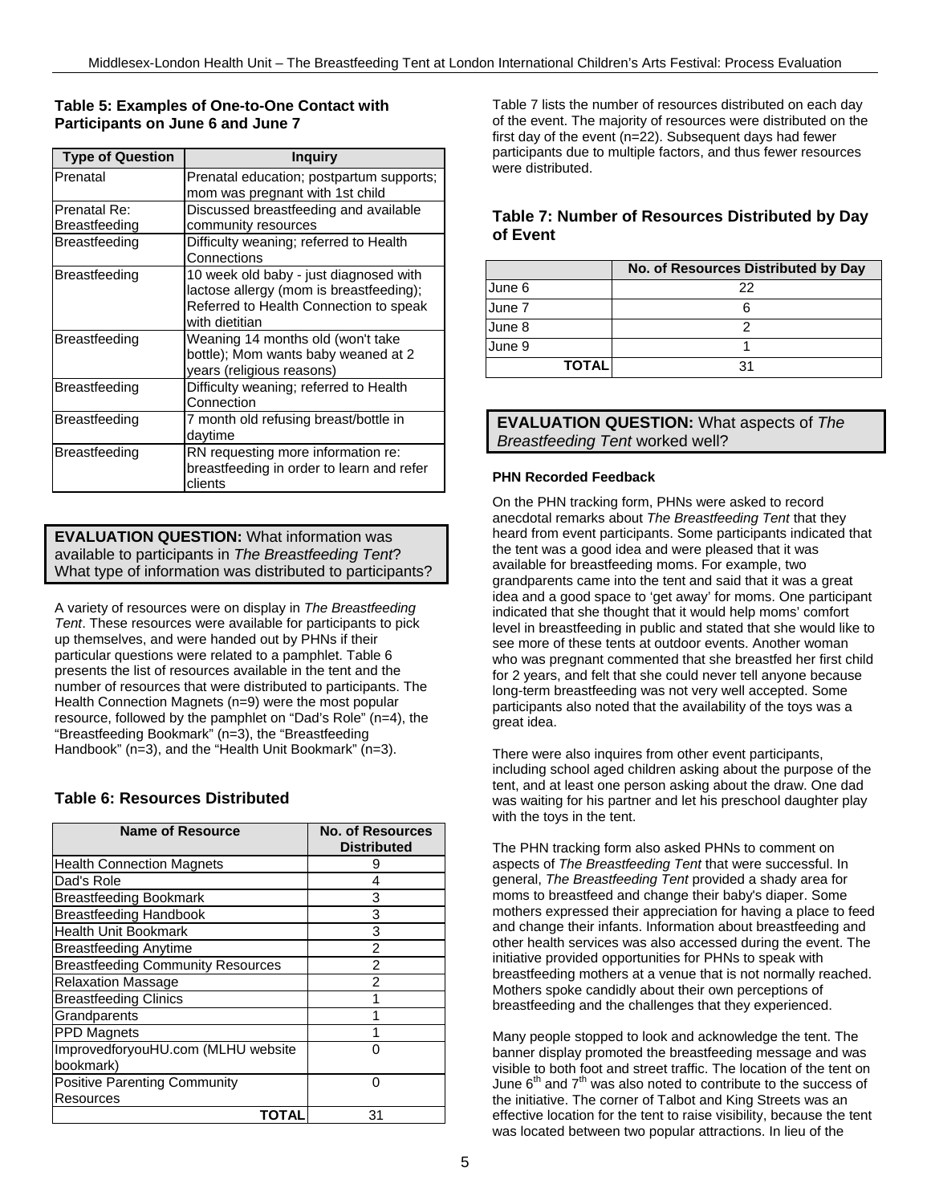**Table 5: Examples of One-to-One Contact with Participants on June 6 and June 7**

| Type of Question | Inquiry |
|---|---|
| Prenatal | Prenatal education; postpartum supports; mom was pregnant with 1st child |
| Prenatal Re: Breastfeeding | Discussed breastfeeding and available community resources |
| Breastfeeding | Difficulty weaning; referred to Health Connections |
| Breastfeeding | 10 week old baby - just diagnosed with lactose allergy (mom is breastfeeding); Referred to Health Connection to speak with dietitian |
| Breastfeeding | Weaning 14 months old (won't take bottle); Mom wants baby weaned at 2 years (religious reasons) |
| Breastfeeding | Difficulty weaning; referred to Health Connection |
| Breastfeeding | 7 month old refusing breast/bottle in daytime |
| Breastfeeding | RN requesting more information re: breastfeeding in order to learn and refer clients |

**EVALUATION QUESTION:** What information was available to participants in *The Breastfeeding Tent*? What type of information was distributed to participants?

A variety of resources were on display in *The Breastfeeding Tent*. These resources were available for participants to pick up themselves, and were handed out by PHNs if their particular questions were related to a pamphlet. Table 6 presents the list of resources available in the tent and the number of resources that were distributed to participants. The Health Connection Magnets (n=9) were the most popular resource, followed by the pamphlet on "Dad's Role" (n=4), the "Breastfeeding Bookmark" (n=3), the "Breastfeeding Handbook" (n=3), and the "Health Unit Bookmark" (n=3).

**Table 6: Resources Distributed**

| Name of Resource | No. of Resources Distributed |
|---|---|
| Health Connection Magnets | 9 |
| Dad's Role | 4 |
| Breastfeeding Bookmark | 3 |
| Breastfeeding Handbook | 3 |
| Health Unit Bookmark | 3 |
| Breastfeeding Anytime | 2 |
| Breastfeeding Community Resources | 2 |
| Relaxation Massage | 2 |
| Breastfeeding Clinics | 1 |
| Grandparents | 1 |
| PPD Magnets | 1 |
| ImprovedforyouHU.com (MLHU website bookmark) | 0 |
| Positive Parenting Community Resources | 0 |
| **TOTAL** | 31 |

Table 7 lists the number of resources distributed on each day of the event. The majority of resources were distributed on the first day of the event (n=22). Subsequent days had fewer participants due to multiple factors, and thus fewer resources were distributed.

**Table 7: Number of Resources Distributed by Day of Event**

| | No. of Resources Distributed by Day |
|---|---|
| June 6 | 22 |
| June 7 | 6 |
| June 8 | 2 |
| June 9 | 1 |
| **TOTAL** | 31 |

**EVALUATION QUESTION:** What aspects of *The Breastfeeding Tent* worked well?

**PHN Recorded Feedback**

On the PHN tracking form, PHNs were asked to record anecdotal remarks about *The Breastfeeding Tent* that they heard from event participants. Some participants indicated that the tent was a good idea and were pleased that it was available for breastfeeding moms. For example, two grandparents came into the tent and said that it was a great idea and a good space to 'get away' for moms. One participant indicated that she thought that it would help moms' comfort level in breastfeeding in public and stated that she would like to see more of these tents at outdoor events. Another woman who was pregnant commented that she breastfed her first child for 2 years, and felt that she could never tell anyone because long-term breastfeeding was not very well accepted. Some participants also noted that the availability of the toys was a great idea.

There were also inquires from other event participants, including school aged children asking about the purpose of the tent, and at least one person asking about the draw. One dad was waiting for his partner and let his preschool daughter play with the toys in the tent.

The PHN tracking form also asked PHNs to comment on aspects of *The Breastfeeding Tent* that were successful. In general, *The Breastfeeding Tent* provided a shady area for moms to breastfeed and change their baby's diaper. Some mothers expressed their appreciation for having a place to feed and change their infants. Information about breastfeeding and other health services was also accessed during the event. The initiative provided opportunities for PHNs to speak with breastfeeding mothers at a venue that is not normally reached. Mothers spoke candidly about their own perceptions of breastfeeding and the challenges that they experienced.

Many people stopped to look and acknowledge the tent. The banner display promoted the breastfeeding message and was visible to both foot and street traffic. The location of the tent on June 6th and 7th was also noted to contribute to the success of the initiative. The corner of Talbot and King Streets was an effective location for the tent to raise visibility, because the tent was located between two popular attractions. In lieu of the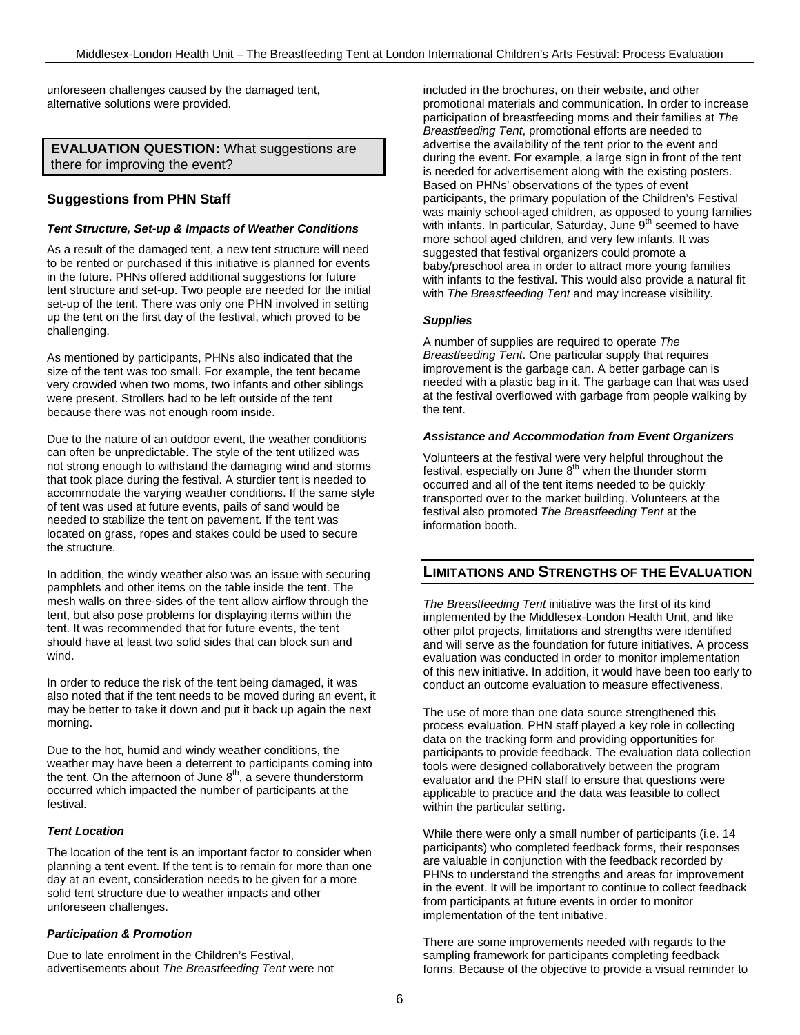unforeseen challenges caused by the damaged tent, alternative solutions were provided.

**EVALUATION QUESTION:** What suggestions are there for improving the event?

### Suggestions from PHN Staff

#### *Tent Structure, Set-up & Impacts of Weather Conditions*

As a result of the damaged tent, a new tent structure will need to be rented or purchased if this initiative is planned for events in the future. PHNs offered additional suggestions for future tent structure and set-up. Two people are needed for the initial set-up of the tent. There was only one PHN involved in setting up the tent on the first day of the festival, which proved to be challenging.

As mentioned by participants, PHNs also indicated that the size of the tent was too small. For example, the tent became very crowded when two moms, two infants and other siblings were present. Strollers had to be left outside of the tent because there was not enough room inside.

Due to the nature of an outdoor event, the weather conditions can often be unpredictable. The style of the tent utilized was not strong enough to withstand the damaging wind and storms that took place during the festival. A sturdier tent is needed to accommodate the varying weather conditions. If the same style of tent was used at future events, pails of sand would be needed to stabilize the tent on pavement. If the tent was located on grass, ropes and stakes could be used to secure the structure.

In addition, the windy weather also was an issue with securing pamphlets and other items on the table inside the tent. The mesh walls on three-sides of the tent allow airflow through the tent, but also pose problems for displaying items within the tent. It was recommended that for future events, the tent should have at least two solid sides that can block sun and wind.

In order to reduce the risk of the tent being damaged, it was also noted that if the tent needs to be moved during an event, it may be better to take it down and put it back up again the next morning.

Due to the hot, humid and windy weather conditions, the weather may have been a deterrent to participants coming into the tent. On the afternoon of June 8th, a severe thunderstorm occurred which impacted the number of participants at the festival.

#### *Tent Location*

The location of the tent is an important factor to consider when planning a tent event. If the tent is to remain for more than one day at an event, consideration needs to be given for a more solid tent structure due to weather impacts and other unforeseen challenges.

#### *Participation & Promotion*

Due to late enrolment in the Children's Festival, advertisements about *The Breastfeeding Tent* were not included in the brochures, on their website, and other promotional materials and communication. In order to increase participation of breastfeeding moms and their families at *The Breastfeeding Tent*, promotional efforts are needed to advertise the availability of the tent prior to the event and during the event. For example, a large sign in front of the tent is needed for advertisement along with the existing posters. Based on PHNs' observations of the types of event participants, the primary population of the Children's Festival was mainly school-aged children, as opposed to young families with infants. In particular, Saturday, June 9th seemed to have more school aged children, and very few infants. It was suggested that festival organizers could promote a baby/preschool area in order to attract more young families with infants to the festival. This would also provide a natural fit with *The Breastfeeding Tent* and may increase visibility.

#### *Supplies*

A number of supplies are required to operate *The Breastfeeding Tent*. One particular supply that requires improvement is the garbage can. A better garbage can is needed with a plastic bag in it. The garbage can that was used at the festival overflowed with garbage from people walking by the tent.

#### *Assistance and Accommodation from Event Organizers*

Volunteers at the festival were very helpful throughout the festival, especially on June 8th when the thunder storm occurred and all of the tent items needed to be quickly transported over to the market building. Volunteers at the festival also promoted *The Breastfeeding Tent* at the information booth.

## LIMITATIONS AND STRENGTHS OF THE EVALUATION

*The Breastfeeding Tent* initiative was the first of its kind implemented by the Middlesex-London Health Unit, and like other pilot projects, limitations and strengths were identified and will serve as the foundation for future initiatives. A process evaluation was conducted in order to monitor implementation of this new initiative. In addition, it would have been too early to conduct an outcome evaluation to measure effectiveness.

The use of more than one data source strengthened this process evaluation. PHN staff played a key role in collecting data on the tracking form and providing opportunities for participants to provide feedback. The evaluation data collection tools were designed collaboratively between the program evaluator and the PHN staff to ensure that questions were applicable to practice and the data was feasible to collect within the particular setting.

While there were only a small number of participants (i.e. 14 participants) who completed feedback forms, their responses are valuable in conjunction with the feedback recorded by PHNs to understand the strengths and areas for improvement in the event. It will be important to continue to collect feedback from participants at future events in order to monitor implementation of the tent initiative.

There are some improvements needed with regards to the sampling framework for participants completing feedback forms. Because of the objective to provide a visual reminder to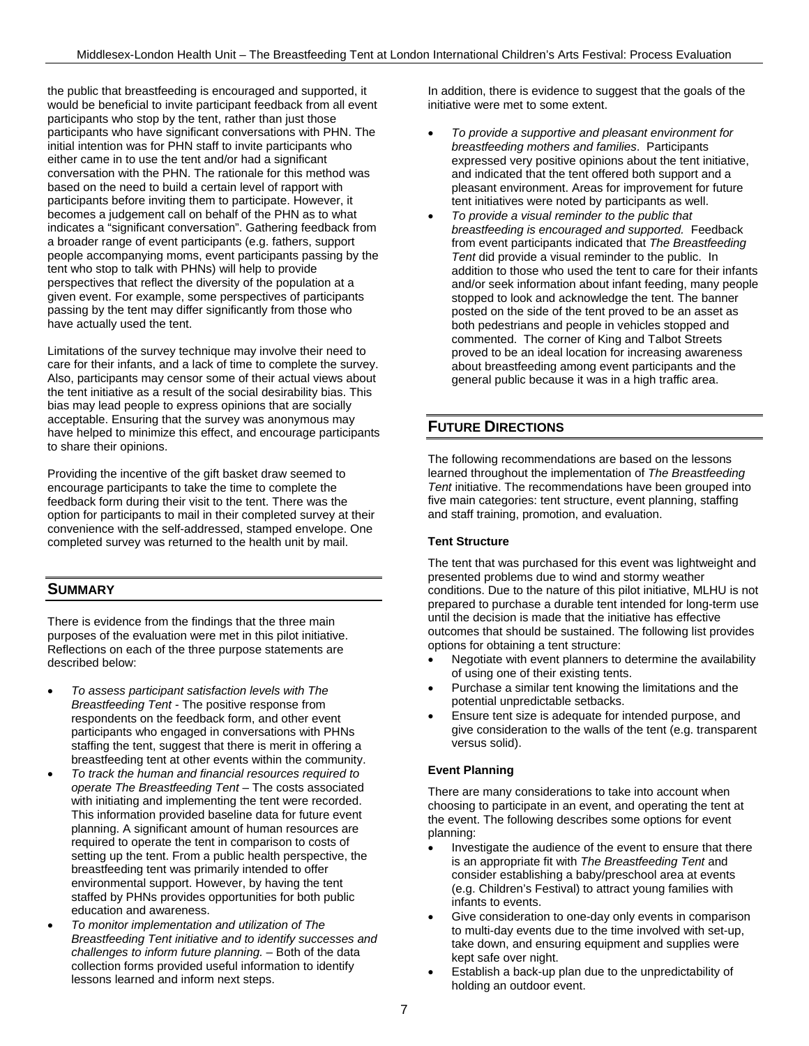the public that breastfeeding is encouraged and supported, it would be beneficial to invite participant feedback from all event participants who stop by the tent, rather than just those participants who have significant conversations with PHN. The initial intention was for PHN staff to invite participants who either came in to use the tent and/or had a significant conversation with the PHN. The rationale for this method was based on the need to build a certain level of rapport with participants before inviting them to participate. However, it becomes a judgement call on behalf of the PHN as to what indicates a "significant conversation". Gathering feedback from a broader range of event participants (e.g. fathers, support people accompanying moms, event participants passing by the tent who stop to talk with PHNs) will help to provide perspectives that reflect the diversity of the population at a given event. For example, some perspectives of participants passing by the tent may differ significantly from those who have actually used the tent.

Limitations of the survey technique may involve their need to care for their infants, and a lack of time to complete the survey. Also, participants may censor some of their actual views about the tent initiative as a result of the social desirability bias. This bias may lead people to express opinions that are socially acceptable. Ensuring that the survey was anonymous may have helped to minimize this effect, and encourage participants to share their opinions.

Providing the incentive of the gift basket draw seemed to encourage participants to take the time to complete the feedback form during their visit to the tent. There was the option for participants to mail in their completed survey at their convenience with the self-addressed, stamped envelope. One completed survey was returned to the health unit by mail.

## SUMMARY

There is evidence from the findings that the three main purposes of the evaluation were met in this pilot initiative. Reflections on each of the three purpose statements are described below:

- *To assess participant satisfaction levels with The Breastfeeding Tent* - The positive response from respondents on the feedback form, and other event participants who engaged in conversations with PHNs staffing the tent, suggest that there is merit in offering a breastfeeding tent at other events within the community.
- *To track the human and financial resources required to operate The Breastfeeding Tent* – The costs associated with initiating and implementing the tent were recorded. This information provided baseline data for future event planning. A significant amount of human resources are required to operate the tent in comparison to costs of setting up the tent. From a public health perspective, the breastfeeding tent was primarily intended to offer environmental support. However, by having the tent staffed by PHNs provides opportunities for both public education and awareness.
- *To monitor implementation and utilization of The Breastfeeding Tent initiative and to identify successes and challenges to inform future planning.* – Both of the data collection forms provided useful information to identify lessons learned and inform next steps.

In addition, there is evidence to suggest that the goals of the initiative were met to some extent.

- *To provide a supportive and pleasant environment for breastfeeding mothers and families*. Participants expressed very positive opinions about the tent initiative, and indicated that the tent offered both support and a pleasant environment. Areas for improvement for future tent initiatives were noted by participants as well.
- *To provide a visual reminder to the public that breastfeeding is encouraged and supported.* Feedback from event participants indicated that *The Breastfeeding Tent* did provide a visual reminder to the public. In addition to those who used the tent to care for their infants and/or seek information about infant feeding, many people stopped to look and acknowledge the tent. The banner posted on the side of the tent proved to be an asset as both pedestrians and people in vehicles stopped and commented. The corner of King and Talbot Streets proved to be an ideal location for increasing awareness about breastfeeding among event participants and the general public because it was in a high traffic area.

## FUTURE DIRECTIONS

The following recommendations are based on the lessons learned throughout the implementation of *The Breastfeeding Tent* initiative. The recommendations have been grouped into five main categories: tent structure, event planning, staffing and staff training, promotion, and evaluation.

### Tent Structure

The tent that was purchased for this event was lightweight and presented problems due to wind and stormy weather conditions. Due to the nature of this pilot initiative, MLHU is not prepared to purchase a durable tent intended for long-term use until the decision is made that the initiative has effective outcomes that should be sustained. The following list provides options for obtaining a tent structure:

- Negotiate with event planners to determine the availability of using one of their existing tents.
- Purchase a similar tent knowing the limitations and the potential unpredictable setbacks.
- Ensure tent size is adequate for intended purpose, and give consideration to the walls of the tent (e.g. transparent versus solid).

### Event Planning

There are many considerations to take into account when choosing to participate in an event, and operating the tent at the event. The following describes some options for event planning:

- Investigate the audience of the event to ensure that there is an appropriate fit with *The Breastfeeding Tent* and consider establishing a baby/preschool area at events (e.g. Children's Festival) to attract young families with infants to events.
- Give consideration to one-day only events in comparison to multi-day events due to the time involved with set-up, take down, and ensuring equipment and supplies were kept safe over night.
- Establish a back-up plan due to the unpredictability of holding an outdoor event.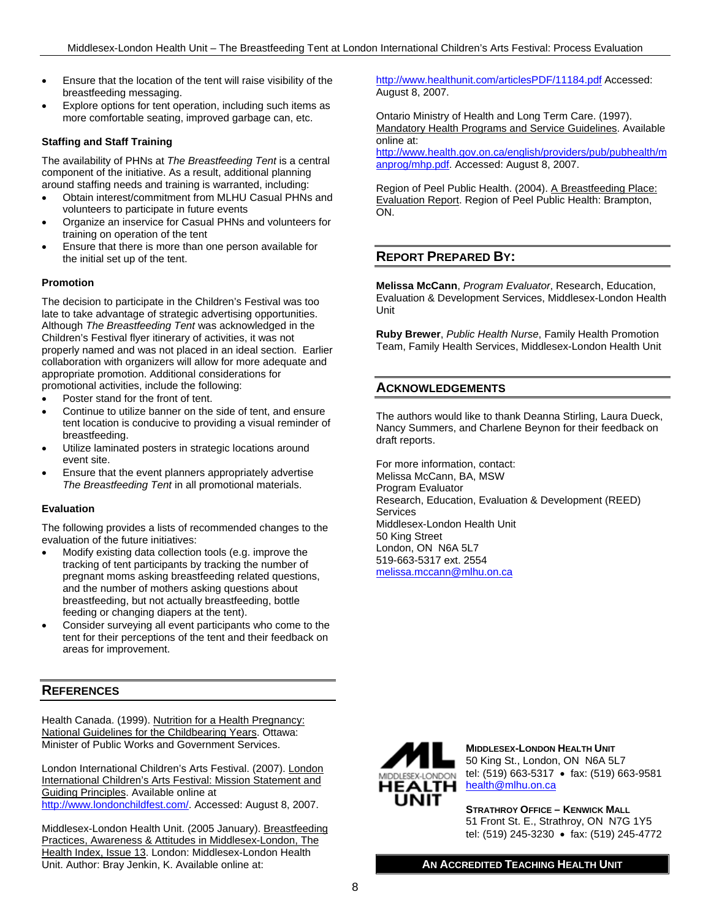- Ensure that the location of the tent will raise visibility of the breastfeeding messaging.
- Explore options for tent operation, including such items as more comfortable seating, improved garbage can, etc.

#### Staffing and Staff Training

The availability of PHNs at *The Breastfeeding Tent* is a central component of the initiative. As a result, additional planning around staffing needs and training is warranted, including:

- Obtain interest/commitment from MLHU Casual PHNs and volunteers to participate in future events
- Organize an inservice for Casual PHNs and volunteers for training on operation of the tent
- Ensure that there is more than one person available for the initial set up of the tent.

#### Promotion

The decision to participate in the Children's Festival was too late to take advantage of strategic advertising opportunities. Although *The Breastfeeding Tent* was acknowledged in the Children's Festival flyer itinerary of activities, it was not properly named and was not placed in an ideal section. Earlier collaboration with organizers will allow for more adequate and appropriate promotion. Additional considerations for promotional activities, include the following:

- Poster stand for the front of tent.
- Continue to utilize banner on the side of tent, and ensure tent location is conducive to providing a visual reminder of breastfeeding.
- Utilize laminated posters in strategic locations around event site.
- Ensure that the event planners appropriately advertise *The Breastfeeding Tent* in all promotional materials.

#### Evaluation

The following provides a lists of recommended changes to the evaluation of the future initiatives:

- Modify existing data collection tools (e.g. improve the tracking of tent participants by tracking the number of pregnant moms asking breastfeeding related questions, and the number of mothers asking questions about breastfeeding, but not actually breastfeeding, bottle feeding or changing diapers at the tent).
- Consider surveying all event participants who come to the tent for their perceptions of the tent and their feedback on areas for improvement.

## References

Health Canada. (1999). Nutrition for a Health Pregnancy: National Guidelines for the Childbearing Years. Ottawa: Minister of Public Works and Government Services.

London International Children's Arts Festival. (2007). London International Children's Arts Festival: Mission Statement and Guiding Principles. Available online at http://www.londonchildfest.com/. Accessed: August 8, 2007.

Middlesex-London Health Unit. (2005 January). Breastfeeding Practices, Awareness & Attitudes in Middlesex-London, The Health Index, Issue 13. London: Middlesex-London Health Unit. Author: Bray Jenkin, K. Available online at: http://www.healthunit.com/articlesPDF/11184.pdf Accessed: August 8, 2007.

Ontario Ministry of Health and Long Term Care. (1997). Mandatory Health Programs and Service Guidelines. Available online at: http://www.health.gov.on.ca/english/providers/pub/pubhealth/manprog/mhp.pdf. Accessed: August 8, 2007.

Region of Peel Public Health. (2004). A Breastfeeding Place: Evaluation Report. Region of Peel Public Health: Brampton, ON.

## Report Prepared By:

**Melissa McCann**, *Program Evaluator*, Research, Education, Evaluation & Development Services, Middlesex-London Health Unit

**Ruby Brewer**, *Public Health Nurse*, Family Health Promotion Team, Family Health Services, Middlesex-London Health Unit

## Acknowledgements

The authors would like to thank Deanna Stirling, Laura Dueck, Nancy Summers, and Charlene Beynon for their feedback on draft reports.

For more information, contact:
Melissa McCann, BA, MSW
Program Evaluator
Research, Education, Evaluation & Development (REED) Services
Middlesex-London Health Unit
50 King Street
London, ON N6A 5L7
519-663-5317 ext. 2554
melissa.mccann@mlhu.on.ca

**Middlesex-London Health Unit**
50 King St., London, ON N6A 5L7
tel: (519) 663-5317 • fax: (519) 663-9581
health@mlhu.on.ca

**Strathroy Office – Kenwick Mall**
51 Front St. E., Strathroy, ON N7G 1Y5
tel: (519) 245-3230 • fax: (519) 245-4772

**An Accredited Teaching Health Unit**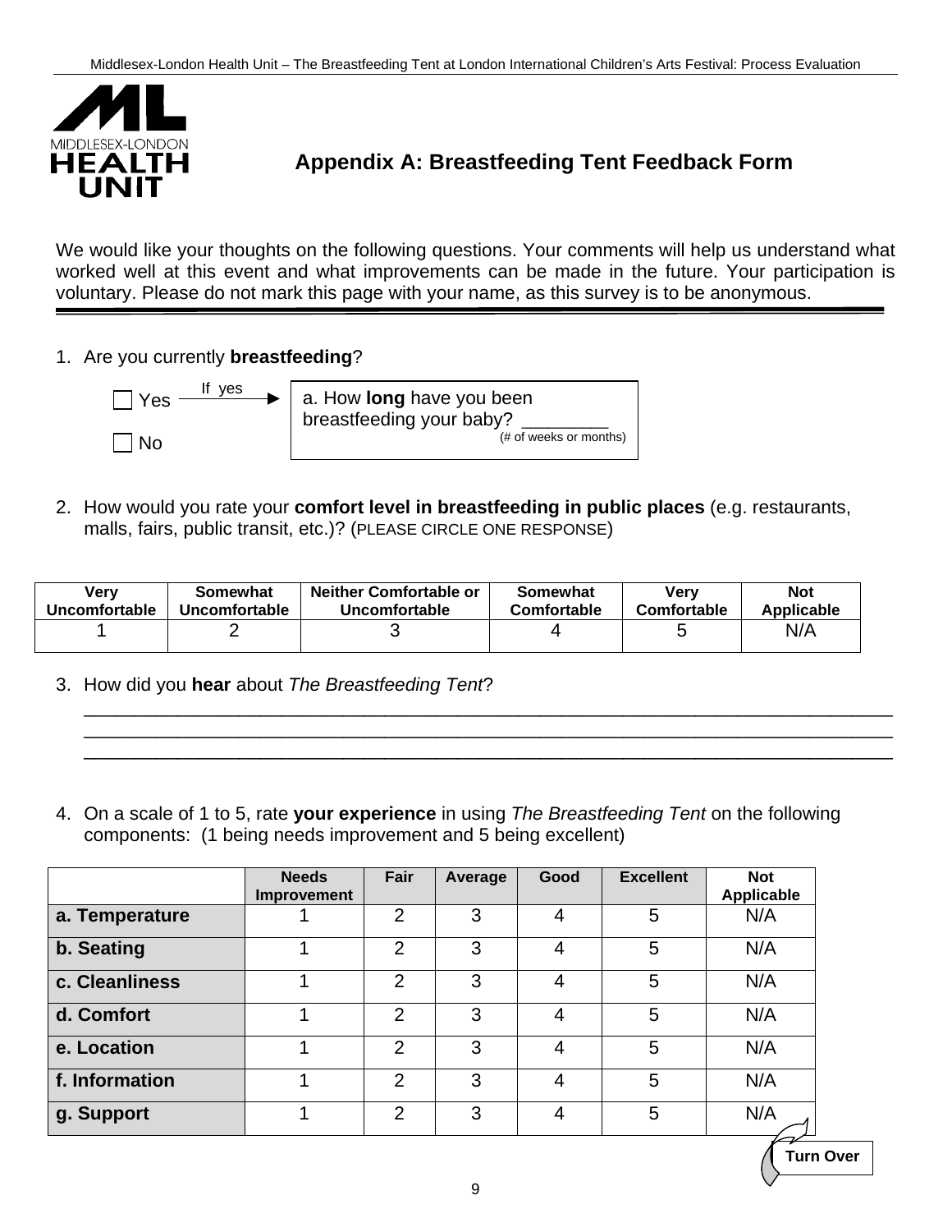## Appendix A: Breastfeeding Tent Feedback Form

We would like your thoughts on the following questions. Your comments will help us understand what worked well at this event and what improvements can be made in the future. Your participation is voluntary. Please do not mark this page with your name, as this survey is to be anonymous.

1. Are you currently **breastfeeding**?

   ☐ Yes → If yes: a. How **long** have you been breastfeeding your baby? ________ (# of weeks or months)

   ☐ No

2. How would you rate your **comfort level in breastfeeding in public places** (e.g. restaurants, malls, fairs, public transit, etc.)? (PLEASE CIRCLE ONE RESPONSE)

| Very Uncomfortable | Somewhat Uncomfortable | Neither Comfortable or Uncomfortable | Somewhat Comfortable | Very Comfortable | Not Applicable |
|---|---|---|---|---|---|
| 1 | 2 | 3 | 4 | 5 | N/A |

3. How did you **hear** about *The Breastfeeding Tent*?

   ______________________________________________________________________________
   ______________________________________________________________________________
   ______________________________________________________________________________

4. On a scale of 1 to 5, rate **your experience** in using *The Breastfeeding Tent* on the following components: (1 being needs improvement and 5 being excellent)

| | Needs Improvement | Fair | Average | Good | Excellent | Not Applicable |
|---|---|---|---|---|---|---|
| **a. Temperature** | 1 | 2 | 3 | 4 | 5 | N/A |
| **b. Seating** | 1 | 2 | 3 | 4 | 5 | N/A |
| **c. Cleanliness** | 1 | 2 | 3 | 4 | 5 | N/A |
| **d. Comfort** | 1 | 2 | 3 | 4 | 5 | N/A |
| **e. Location** | 1 | 2 | 3 | 4 | 5 | N/A |
| **f. Information** | 1 | 2 | 3 | 4 | 5 | N/A |
| **g. Support** | 1 | 2 | 3 | 4 | 5 | N/A |

**Turn Over**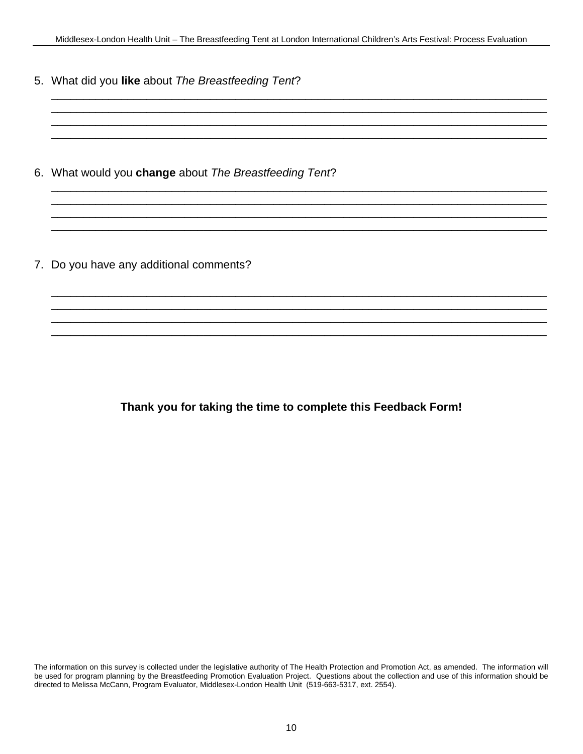5. What did you **like** about *The Breastfeeding Tent*?

______________________________________________________________________________
______________________________________________________________________________
______________________________________________________________________________
______________________________________________________________________________

6. What would you **change** about *The Breastfeeding Tent*?

______________________________________________________________________________
______________________________________________________________________________
______________________________________________________________________________
______________________________________________________________________________

7. Do you have any additional comments?

______________________________________________________________________________
______________________________________________________________________________
______________________________________________________________________________
______________________________________________________________________________

**Thank you for taking the time to complete this Feedback Form!**

The information on this survey is collected under the legislative authority of The Health Protection and Promotion Act, as amended. The information will be used for program planning by the Breastfeeding Promotion Evaluation Project. Questions about the collection and use of this information should be directed to Melissa McCann, Program Evaluator, Middlesex-London Health Unit (519-663-5317, ext. 2554).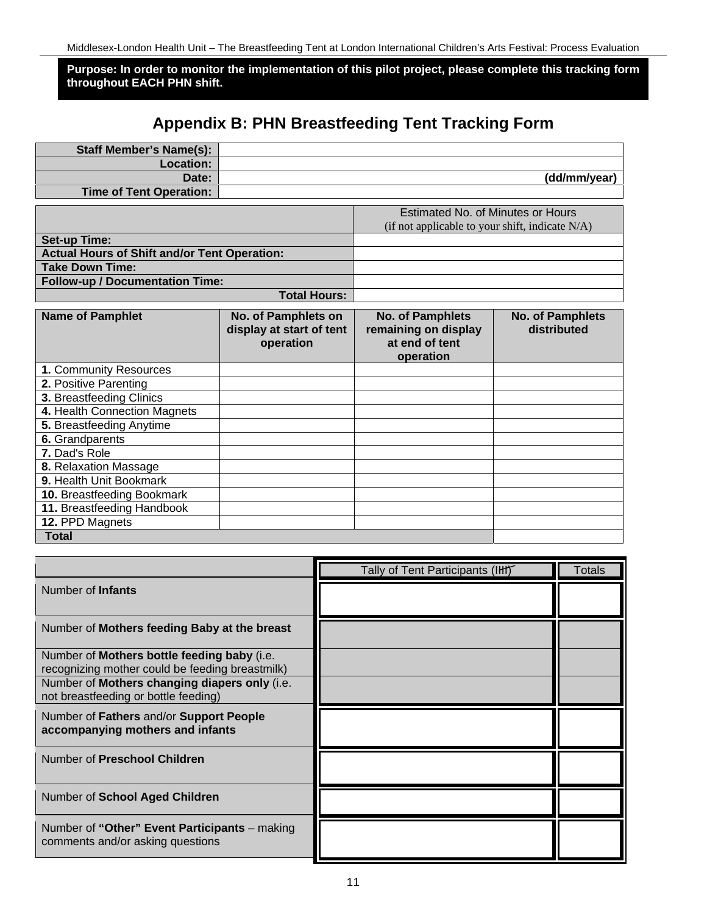**Purpose: In order to monitor the implementation of this pilot project, please complete this tracking form throughout EACH PHN shift.**

# Appendix B: PHN Breastfeeding Tent Tracking Form

| | |
|---|---|
| **Staff Member's Name(s):** | |
| **Location:** | |
| **Date:** | **(dd/mm/year)** |
| **Time of Tent Operation:** | |

| | Estimated No. of Minutes or Hours (if not applicable to your shift, indicate N/A) |
|---|---|
| **Set-up Time:** | |
| **Actual Hours of Shift and/or Tent Operation:** | |
| **Take Down Time:** | |
| **Follow-up / Documentation Time:** | |
| **Total Hours:** | |

| Name of Pamphlet | No. of Pamphlets on display at start of tent operation | No. of Pamphlets remaining on display at end of tent operation | No. of Pamphlets distributed |
|---|---|---|---|
| **1.** Community Resources | | | |
| **2.** Positive Parenting | | | |
| **3.** Breastfeeding Clinics | | | |
| **4.** Health Connection Magnets | | | |
| **5.** Breastfeeding Anytime | | | |
| **6.** Grandparents | | | |
| **7.** Dad's Role | | | |
| **8.** Relaxation Massage | | | |
| **9.** Health Unit Bookmark | | | |
| **10.** Breastfeeding Bookmark | | | |
| **11.** Breastfeeding Handbook | | | |
| **12.** PPD Magnets | | | |
| **Total** | | | |

| | Tally of Tent Participants (~~IIII~~) | Totals |
|---|---|---|
| Number of **Infants** | | |
| Number of **Mothers feeding Baby at the breast** | | |
| Number of **Mothers bottle feeding baby** (i.e. recognizing mother could be feeding breastmilk) | | |
| Number of **Mothers changing diapers only** (i.e. not breastfeeding or bottle feeding) | | |
| Number of **Fathers** and/or **Support People accompanying mothers and infants** | | |
| Number of **Preschool Children** | | |
| Number of **School Aged Children** | | |
| Number of **"Other" Event Participants** – making comments and/or asking questions | | |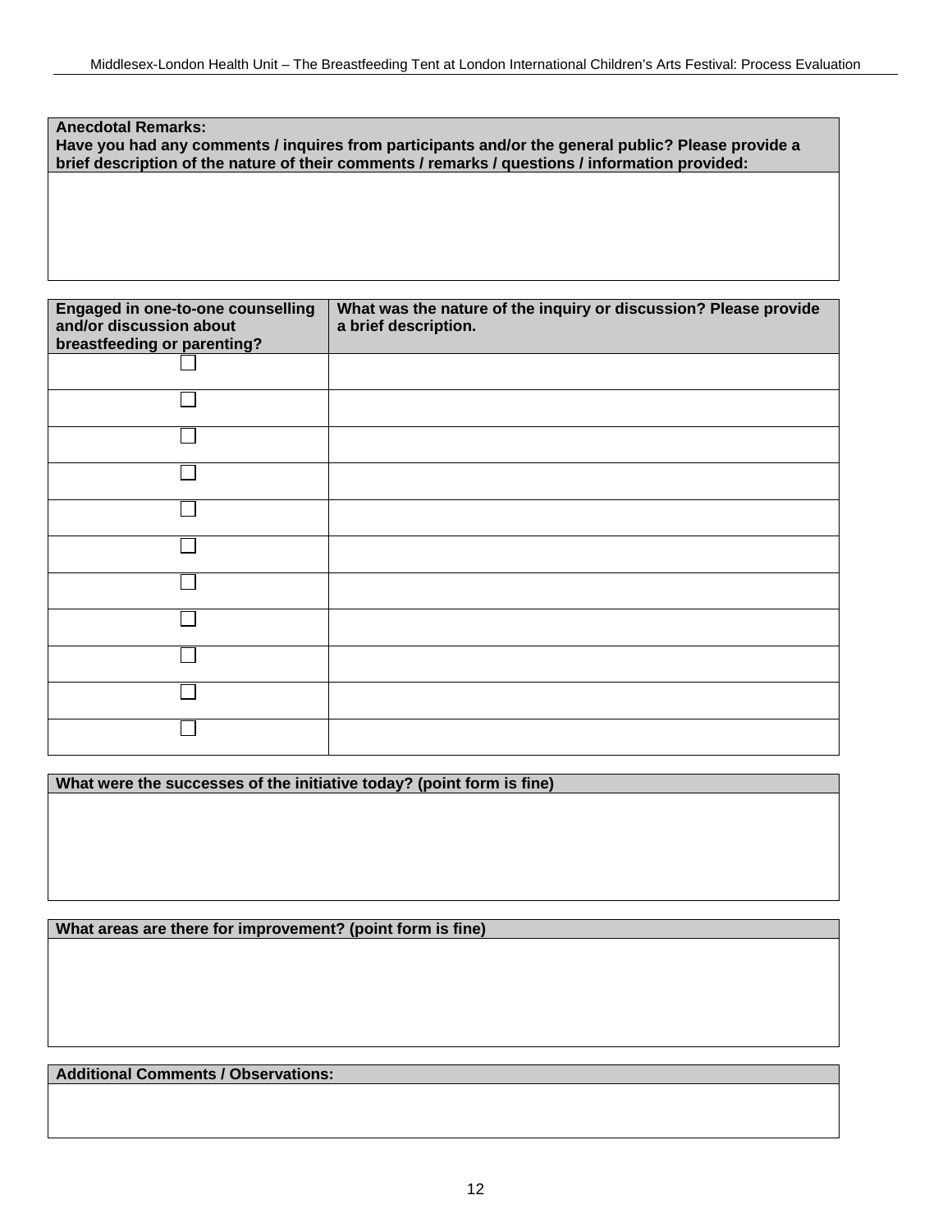| **Anecdotal Remarks:** **Have you had any comments / inquires from participants and/or the general public? Please provide a brief description of the nature of their comments / remarks / questions / information provided:** |
| --- |
| |

| **Engaged in one-to-one counselling and/or discussion about breastfeeding or parenting?** | **What was the nature of the inquiry or discussion? Please provide a brief description.** |
| --- | --- |
| ☐ | |
| ☐ | |
| ☐ | |
| ☐ | |
| ☐ | |
| ☐ | |
| ☐ | |
| ☐ | |
| ☐ | |
| ☐ | |
| ☐ | |

| **What were the successes of the initiative today? (point form is fine)** |
| --- |
| |

| **What areas are there for improvement? (point form is fine)** |
| --- |
| |

| **Additional Comments / Observations:** |
| --- |
| |